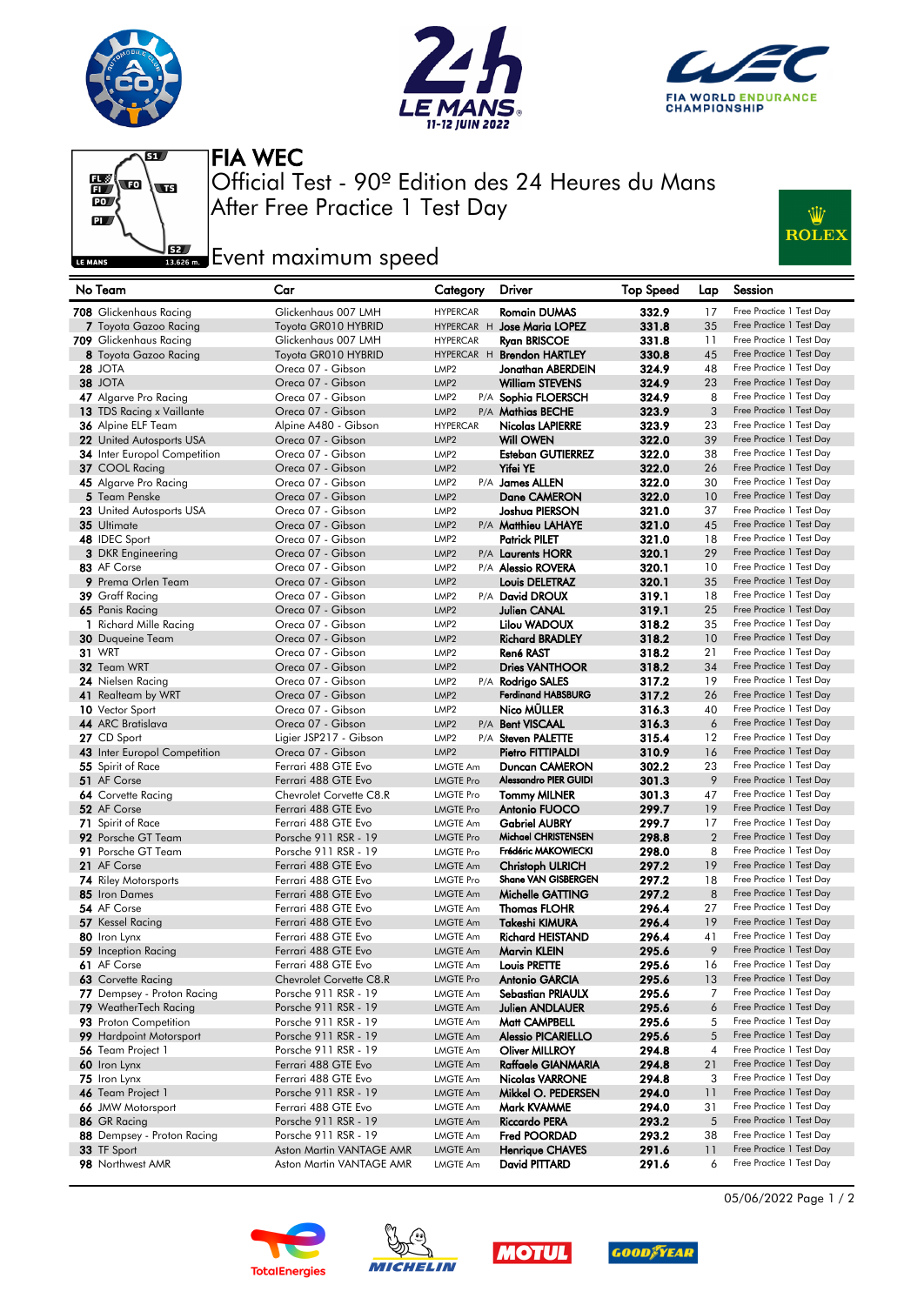# FIA WEC

## Official Test - 90º Edition des 24 Heures du Mans

## After Free Practice 1 Test Day

### Event maximum speed

| No | Team | Car | Category | | Driver | Top Speed | Lap | Session |
|---|---|---|---|---|---|---|---|---|
| 708 | Glickenhaus Racing | Glickenhaus 007 LMH | HYPERCAR | | Romain DUMAS | 332.9 | 17 | Free Practice 1 Test Day |
| 7 | Toyota Gazoo Racing | Toyota GR010 HYBRID | HYPERCAR | H | Jose Maria LOPEZ | 331.8 | 35 | Free Practice 1 Test Day |
| 709 | Glickenhaus Racing | Glickenhaus 007 LMH | HYPERCAR | | Ryan BRISCOE | 331.8 | 11 | Free Practice 1 Test Day |
| 8 | Toyota Gazoo Racing | Toyota GR010 HYBRID | HYPERCAR | H | Brendon HARTLEY | 330.8 | 45 | Free Practice 1 Test Day |
| 28 | JOTA | Oreca 07 - Gibson | LMP2 | | Jonathan ABERDEIN | 324.9 | 48 | Free Practice 1 Test Day |
| 38 | JOTA | Oreca 07 - Gibson | LMP2 | | William STEVENS | 324.9 | 23 | Free Practice 1 Test Day |
| 47 | Algarve Pro Racing | Oreca 07 - Gibson | LMP2 | P/A | Sophia FLOERSCH | 324.9 | 8 | Free Practice 1 Test Day |
| 13 | TDS Racing x Vaillante | Oreca 07 - Gibson | LMP2 | P/A | Mathias BECHE | 323.9 | 3 | Free Practice 1 Test Day |
| 36 | Alpine ELF Team | Alpine A480 - Gibson | HYPERCAR | | Nicolas LAPIERRE | 323.9 | 23 | Free Practice 1 Test Day |
| 22 | United Autosports USA | Oreca 07 - Gibson | LMP2 | | Will OWEN | 322.0 | 39 | Free Practice 1 Test Day |
| 34 | Inter Europol Competition | Oreca 07 - Gibson | LMP2 | | Esteban GUTIERREZ | 322.0 | 38 | Free Practice 1 Test Day |
| 37 | COOL Racing | Oreca 07 - Gibson | LMP2 | | Yifei YE | 322.0 | 26 | Free Practice 1 Test Day |
| 45 | Algarve Pro Racing | Oreca 07 - Gibson | LMP2 | P/A | James ALLEN | 322.0 | 30 | Free Practice 1 Test Day |
| 5 | Team Penske | Oreca 07 - Gibson | LMP2 | | Dane CAMERON | 322.0 | 10 | Free Practice 1 Test Day |
| 23 | United Autosports USA | Oreca 07 - Gibson | LMP2 | | Joshua PIERSON | 321.0 | 37 | Free Practice 1 Test Day |
| 35 | Ultimate | Oreca 07 - Gibson | LMP2 | P/A | Matthieu LAHAYE | 321.0 | 45 | Free Practice 1 Test Day |
| 48 | IDEC Sport | Oreca 07 - Gibson | LMP2 | | Patrick PILET | 321.0 | 18 | Free Practice 1 Test Day |
| 3 | DKR Engineering | Oreca 07 - Gibson | LMP2 | P/A | Laurents HORR | 320.1 | 29 | Free Practice 1 Test Day |
| 83 | AF Corse | Oreca 07 - Gibson | LMP2 | P/A | Alessio ROVERA | 320.1 | 10 | Free Practice 1 Test Day |
| 9 | Prema Orlen Team | Oreca 07 - Gibson | LMP2 | | Louis DELETRAZ | 320.1 | 35 | Free Practice 1 Test Day |
| 39 | Graff Racing | Oreca 07 - Gibson | LMP2 | P/A | David DROUX | 319.1 | 18 | Free Practice 1 Test Day |
| 65 | Panis Racing | Oreca 07 - Gibson | LMP2 | | Julien CANAL | 319.1 | 25 | Free Practice 1 Test Day |
| 1 | Richard Mille Racing | Oreca 07 - Gibson | LMP2 | | Lilou WADOUX | 318.2 | 35 | Free Practice 1 Test Day |
| 30 | Duqueine Team | Oreca 07 - Gibson | LMP2 | | Richard BRADLEY | 318.2 | 10 | Free Practice 1 Test Day |
| 31 | WRT | Oreca 07 - Gibson | LMP2 | | René RAST | 318.2 | 21 | Free Practice 1 Test Day |
| 32 | Team WRT | Oreca 07 - Gibson | LMP2 | | Dries VANTHOOR | 318.2 | 34 | Free Practice 1 Test Day |
| 24 | Nielsen Racing | Oreca 07 - Gibson | LMP2 | P/A | Rodrigo SALES | 317.2 | 19 | Free Practice 1 Test Day |
| 41 | Realteam by WRT | Oreca 07 - Gibson | LMP2 | | Ferdinand HABSBURG | 317.2 | 26 | Free Practice 1 Test Day |
| 10 | Vector Sport | Oreca 07 - Gibson | LMP2 | | Nico MÜLLER | 316.3 | 40 | Free Practice 1 Test Day |
| 44 | ARC Bratislava | Oreca 07 - Gibson | LMP2 | P/A | Bent VISCAAL | 316.3 | 6 | Free Practice 1 Test Day |
| 27 | CD Sport | Ligier JSP217 - Gibson | LMP2 | P/A | Steven PALETTE | 315.4 | 12 | Free Practice 1 Test Day |
| 43 | Inter Europol Competition | Oreca 07 - Gibson | LMP2 | | Pietro FITTIPALDI | 310.9 | 16 | Free Practice 1 Test Day |
| 55 | Spirit of Race | Ferrari 488 GTE Evo | LMGTE Am | | Duncan CAMERON | 302.2 | 23 | Free Practice 1 Test Day |
| 51 | AF Corse | Ferrari 488 GTE Evo | LMGTE Pro | | Alessandro PIER GUIDI | 301.3 | 9 | Free Practice 1 Test Day |
| 64 | Corvette Racing | Chevrolet Corvette C8.R | LMGTE Pro | | Tommy MILNER | 301.3 | 47 | Free Practice 1 Test Day |
| 52 | AF Corse | Ferrari 488 GTE Evo | LMGTE Pro | | Antonio FUOCO | 299.7 | 19 | Free Practice 1 Test Day |
| 71 | Spirit of Race | Ferrari 488 GTE Evo | LMGTE Am | | Gabriel AUBRY | 299.7 | 17 | Free Practice 1 Test Day |
| 92 | Porsche GT Team | Porsche 911 RSR - 19 | LMGTE Pro | | Michael CHRISTENSEN | 298.8 | 2 | Free Practice 1 Test Day |
| 91 | Porsche GT Team | Porsche 911 RSR - 19 | LMGTE Pro | | Frédéric MAKOWIECKI | 298.0 | 8 | Free Practice 1 Test Day |
| 21 | AF Corse | Ferrari 488 GTE Evo | LMGTE Am | | Christoph ULRICH | 297.2 | 19 | Free Practice 1 Test Day |
| 74 | Riley Motorsports | Ferrari 488 GTE Evo | LMGTE Pro | | Shane VAN GISBERGEN | 297.2 | 18 | Free Practice 1 Test Day |
| 85 | Iron Dames | Ferrari 488 GTE Evo | LMGTE Am | | Michelle GATTING | 297.2 | 8 | Free Practice 1 Test Day |
| 54 | AF Corse | Ferrari 488 GTE Evo | LMGTE Am | | Thomas FLOHR | 296.4 | 27 | Free Practice 1 Test Day |
| 57 | Kessel Racing | Ferrari 488 GTE Evo | LMGTE Am | | Takeshi KIMURA | 296.4 | 19 | Free Practice 1 Test Day |
| 80 | Iron Lynx | Ferrari 488 GTE Evo | LMGTE Am | | Richard HEISTAND | 296.4 | 41 | Free Practice 1 Test Day |
| 59 | Inception Racing | Ferrari 488 GTE Evo | LMGTE Am | | Marvin KLEIN | 295.6 | 9 | Free Practice 1 Test Day |
| 61 | AF Corse | Ferrari 488 GTE Evo | LMGTE Am | | Louis PRETTE | 295.6 | 16 | Free Practice 1 Test Day |
| 63 | Corvette Racing | Chevrolet Corvette C8.R | LMGTE Pro | | Antonio GARCIA | 295.6 | 13 | Free Practice 1 Test Day |
| 77 | Dempsey - Proton Racing | Porsche 911 RSR - 19 | LMGTE Am | | Sebastian PRIAULX | 295.6 | 7 | Free Practice 1 Test Day |
| 79 | WeatherTech Racing | Porsche 911 RSR - 19 | LMGTE Am | | Julien ANDLAUER | 295.6 | 6 | Free Practice 1 Test Day |
| 93 | Proton Competition | Porsche 911 RSR - 19 | LMGTE Am | | Matt CAMPBELL | 295.6 | 5 | Free Practice 1 Test Day |
| 99 | Hardpoint Motorsport | Porsche 911 RSR - 19 | LMGTE Am | | Alessio PICARIELLO | 295.6 | 5 | Free Practice 1 Test Day |
| 56 | Team Project 1 | Porsche 911 RSR - 19 | LMGTE Am | | Oliver MILLROY | 294.8 | 4 | Free Practice 1 Test Day |
| 60 | Iron Lynx | Ferrari 488 GTE Evo | LMGTE Am | | Raffaele GIANMARIA | 294.8 | 21 | Free Practice 1 Test Day |
| 75 | Iron Lynx | Ferrari 488 GTE Evo | LMGTE Am | | Nicolas VARRONE | 294.8 | 3 | Free Practice 1 Test Day |
| 46 | Team Project 1 | Porsche 911 RSR - 19 | LMGTE Am | | Mikkel O. PEDERSEN | 294.0 | 11 | Free Practice 1 Test Day |
| 66 | JMW Motorsport | Ferrari 488 GTE Evo | LMGTE Am | | Mark KVAMME | 294.0 | 31 | Free Practice 1 Test Day |
| 86 | GR Racing | Porsche 911 RSR - 19 | LMGTE Am | | Riccardo PERA | 293.2 | 5 | Free Practice 1 Test Day |
| 88 | Dempsey - Proton Racing | Porsche 911 RSR - 19 | LMGTE Am | | Fred POORDAD | 293.2 | 38 | Free Practice 1 Test Day |
| 33 | TF Sport | Aston Martin VANTAGE AMR | LMGTE Am | | Henrique CHAVES | 291.6 | 11 | Free Practice 1 Test Day |
| 98 | Northwest AMR | Aston Martin VANTAGE AMR | LMGTE Am | | David PITTARD | 291.6 | 6 | Free Practice 1 Test Day |

05/06/2022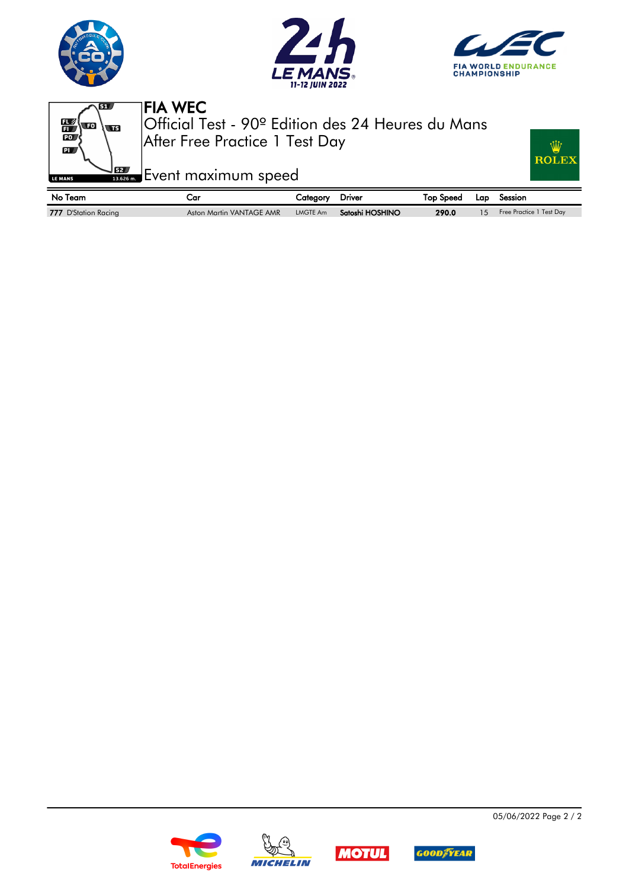# FIA WEC

Official Test - 90º Edition des 24 Heures du Mans

After Free Practice 1 Test Day

## Event maximum speed

| No | Team | Car | Category | Driver | Top Speed | Lap | Session |
|---|---|---|---|---|---|---|---|
| 777 | D'Station Racing | Aston Martin VANTAGE AMR | LMGTE Am | Satoshi HOSHINO | 290.0 | 15 | Free Practice 1 Test Day |

05/06/2022